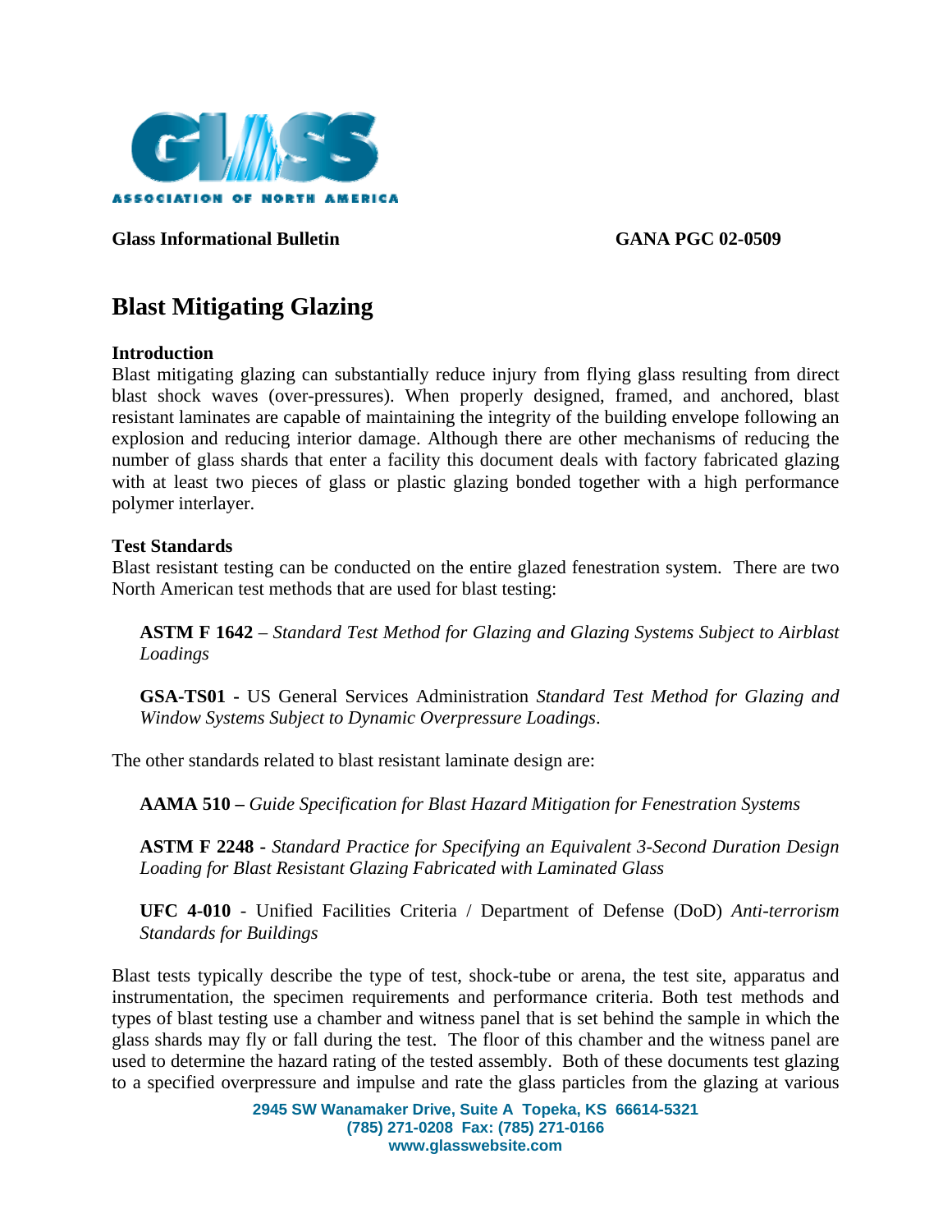**Glass Informational Bulletin** **GANA PGC 02-0509**

# Blast Mitigating Glazing

## Introduction

Blast mitigating glazing can substantially reduce injury from flying glass resulting from direct blast shock waves (over-pressures). When properly designed, framed, and anchored, blast resistant laminates are capable of maintaining the integrity of the building envelope following an explosion and reducing interior damage. Although there are other mechanisms of reducing the number of glass shards that enter a facility this document deals with factory fabricated glazing with at least two pieces of glass or plastic glazing bonded together with a high performance polymer interlayer.

## Test Standards

Blast resistant testing can be conducted on the entire glazed fenestration system. There are two North American test methods that are used for blast testing:

> **ASTM F 1642** – *Standard Test Method for Glazing and Glazing Systems Subject to Airblast Loadings*
>
> **GSA-TS01 -** US General Services Administration *Standard Test Method for Glazing and Window Systems Subject to Dynamic Overpressure Loadings*.

The other standards related to blast resistant laminate design are:

> **AAMA 510 –** *Guide Specification for Blast Hazard Mitigation for Fenestration Systems*
>
> **ASTM F 2248 -** *Standard Practice for Specifying an Equivalent 3-Second Duration Design Loading for Blast Resistant Glazing Fabricated with Laminated Glass*
>
> **UFC 4-010** - Unified Facilities Criteria / Department of Defense (DoD) *Anti-terrorism Standards for Buildings*

Blast tests typically describe the type of test, shock-tube or arena, the test site, apparatus and instrumentation, the specimen requirements and performance criteria. Both test methods and types of blast testing use a chamber and witness panel that is set behind the sample in which the glass shards may fly or fall during the test. The floor of this chamber and the witness panel are used to determine the hazard rating of the tested assembly. Both of these documents test glazing to a specified overpressure and impulse and rate the glass particles from the glazing at various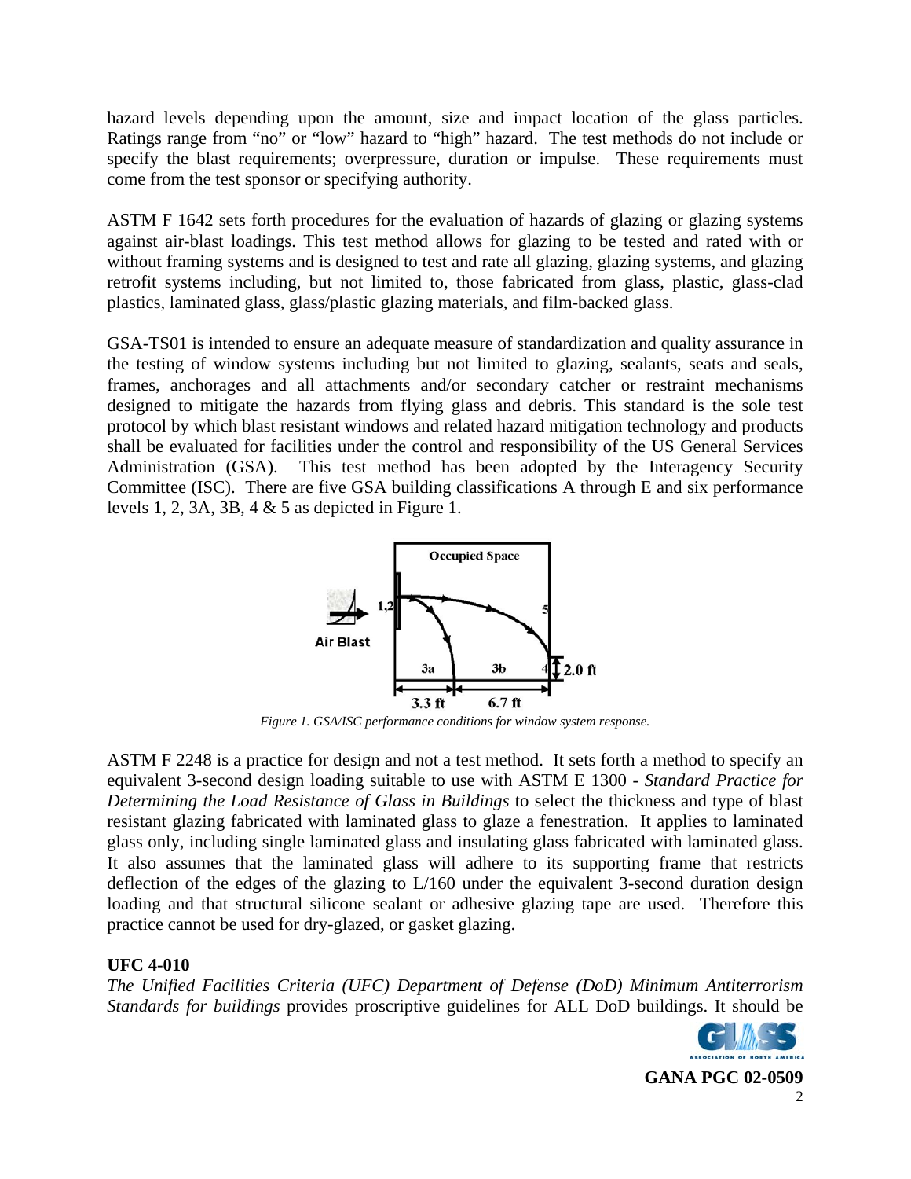hazard levels depending upon the amount, size and impact location of the glass particles. Ratings range from “no” or “low” hazard to “high” hazard. The test methods do not include or specify the blast requirements; overpressure, duration or impulse. These requirements must come from the test sponsor or specifying authority.

ASTM F 1642 sets forth procedures for the evaluation of hazards of glazing or glazing systems against air-blast loadings. This test method allows for glazing to be tested and rated with or without framing systems and is designed to test and rate all glazing, glazing systems, and glazing retrofit systems including, but not limited to, those fabricated from glass, plastic, glass-clad plastics, laminated glass, glass/plastic glazing materials, and film-backed glass.

GSA-TS01 is intended to ensure an adequate measure of standardization and quality assurance in the testing of window systems including but not limited to glazing, sealants, seats and seals, frames, anchorages and all attachments and/or secondary catcher or restraint mechanisms designed to mitigate the hazards from flying glass and debris. This standard is the sole test protocol by which blast resistant windows and related hazard mitigation technology and products shall be evaluated for facilities under the control and responsibility of the US General Services Administration (GSA). This test method has been adopted by the Interagency Security Committee (ISC). There are five GSA building classifications A through E and six performance levels 1, 2, 3A, 3B, 4 & 5 as depicted in Figure 1.

*Figure 1. GSA/ISC performance conditions for window system response.*

ASTM F 2248 is a practice for design and not a test method. It sets forth a method to specify an equivalent 3-second design loading suitable to use with ASTM E 1300 - *Standard Practice for Determining the Load Resistance of Glass in Buildings* to select the thickness and type of blast resistant glazing fabricated with laminated glass to glaze a fenestration. It applies to laminated glass only, including single laminated glass and insulating glass fabricated with laminated glass. It also assumes that the laminated glass will adhere to its supporting frame that restricts deflection of the edges of the glazing to L/160 under the equivalent 3-second duration design loading and that structural silicone sealant or adhesive glazing tape are used. Therefore this practice cannot be used for dry-glazed, or gasket glazing.

**UFC 4-010**

*The Unified Facilities Criteria (UFC) Department of Defense (DoD) Minimum Antiterrorism Standards for buildings* provides proscriptive guidelines for ALL DoD buildings. It should be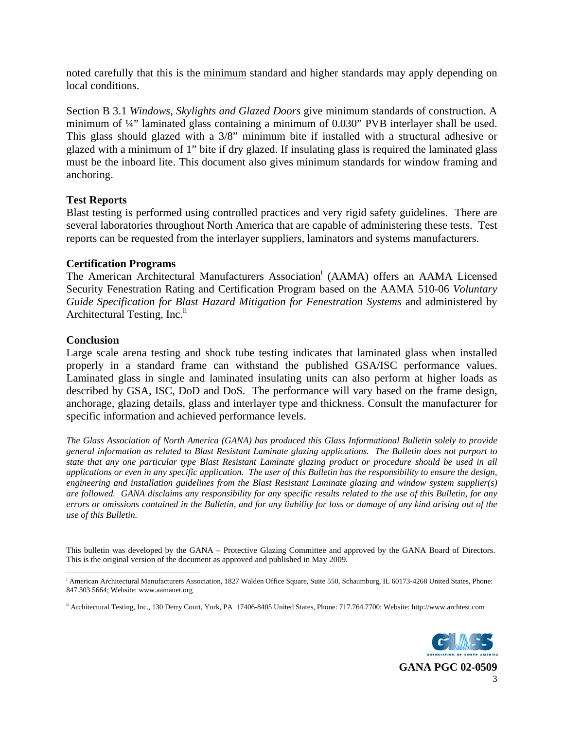noted carefully that this is the minimum standard and higher standards may apply depending on local conditions.

Section B 3.1 *Windows, Skylights and Glazed Doors* give minimum standards of construction. A minimum of ¼" laminated glass containing a minimum of 0.030" PVB interlayer shall be used. This glass should glazed with a 3/8" minimum bite if installed with a structural adhesive or glazed with a minimum of 1" bite if dry glazed. If insulating glass is required the laminated glass must be the inboard lite. This document also gives minimum standards for window framing and anchoring.

**Test Reports**

Blast testing is performed using controlled practices and very rigid safety guidelines. There are several laboratories throughout North America that are capable of administering these tests. Test reports can be requested from the interlayer suppliers, laminators and systems manufacturers.

**Certification Programs**

The American Architectural Manufacturers Association[i] (AAMA) offers an AAMA Licensed Security Fenestration Rating and Certification Program based on the AAMA 510-06 *Voluntary Guide Specification for Blast Hazard Mitigation for Fenestration Systems* and administered by Architectural Testing, Inc.[ii]

**Conclusion**

Large scale arena testing and shock tube testing indicates that laminated glass when installed properly in a standard frame can withstand the published GSA/ISC performance values. Laminated glass in single and laminated insulating units can also perform at higher loads as described by GSA, ISC, DoD and DoS. The performance will vary based on the frame design, anchorage, glazing details, glass and interlayer type and thickness. Consult the manufacturer for specific information and achieved performance levels.

*The Glass Association of North America (GANA) has produced this Glass Informational Bulletin solely to provide general information as related to Blast Resistant Laminate glazing applications. The Bulletin does not purport to state that any one particular type Blast Resistant Laminate glazing product or procedure should be used in all applications or even in any specific application. The user of this Bulletin has the responsibility to ensure the design, engineering and installation guidelines from the Blast Resistant Laminate glazing and window system supplier(s) are followed. GANA disclaims any responsibility for any specific results related to the use of this Bulletin, for any errors or omissions contained in the Bulletin, and for any liability for loss or damage of any kind arising out of the use of this Bulletin.*

This bulletin was developed by the GANA – Protective Glazing Committee and approved by the GANA Board of Directors. This is the original version of the document as approved and published in May 2009.

[i] American Architectural Manufacturers Association, 1827 Walden Office Square, Suite 550, Schaumburg, IL 60173-4268 United States, Phone: 847.303.5664; Website: www.aamanet.org

[ii] Architectural Testing, Inc., 130 Derry Court, York, PA 17406-8405 United States, Phone: 717.764.7700; Website: http://www.archtest.com

**GANA PGC 02-0509**